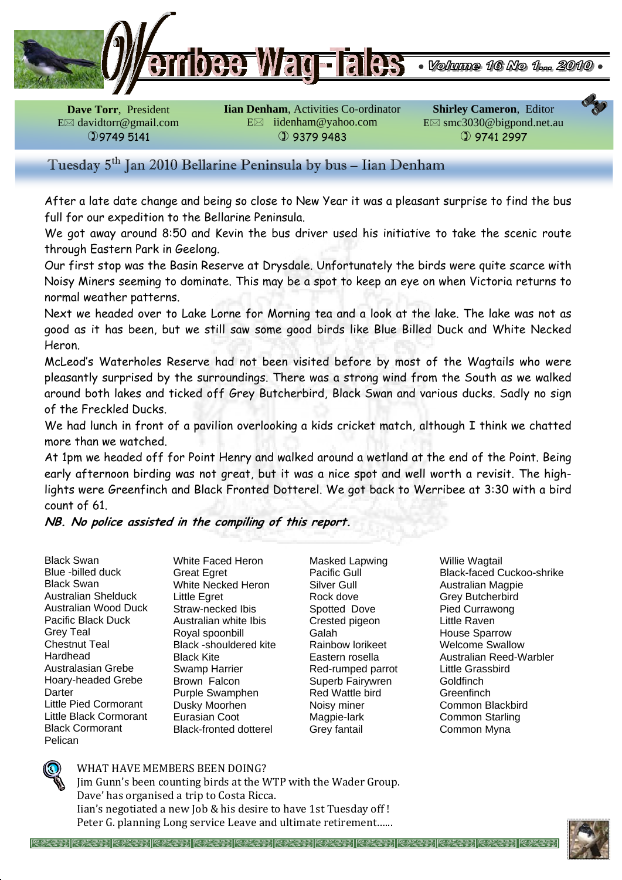# Werribee Wag-Tales

• Volume 16 No 1... 2010 •

**Dave Torr**, President
E✉ davidtorr@gmail.com
✆9749 5141

**Iian Denham**, Activities Co-ordinator
E✉ iidenham@yahoo.com
✆ 9379 9483

**Shirley Cameron**, Editor
E✉ smc3030@bigpond.net.au
✆ 9741 2997

## Tuesday 5th Jan 2010 Bellarine Peninsula by bus – Iian Denham

After a late date change and being so close to New Year it was a pleasant surprise to find the bus full for our expedition to the Bellarine Peninsula.

We got away around 8:50 and Kevin the bus driver used his initiative to take the scenic route through Eastern Park in Geelong.

Our first stop was the Basin Reserve at Drysdale. Unfortunately the birds were quite scarce with Noisy Miners seeming to dominate. This may be a spot to keep an eye on when Victoria returns to normal weather patterns.

Next we headed over to Lake Lorne for Morning tea and a look at the lake. The lake was not as good as it has been, but we still saw some good birds like Blue Billed Duck and White Necked Heron.

McLeod's Waterholes Reserve had not been visited before by most of the Wagtails who were pleasantly surprised by the surroundings. There was a strong wind from the South as we walked around both lakes and ticked off Grey Butcherbird, Black Swan and various ducks. Sadly no sign of the Freckled Ducks.

We had lunch in front of a pavilion overlooking a kids cricket match, although I think we chatted more than we watched.

At 1pm we headed off for Point Henry and walked around a wetland at the end of the Point. Being early afternoon birding was not great, but it was a nice spot and well worth a revisit. The high-lights were Greenfinch and Black Fronted Dotterel. We got back to Werribee at 3:30 with a bird count of 61.

***NB. No police assisted in the compiling of this report.***

Black Swan
Blue -billed duck
Black Swan
Australian Shelduck
Australian Wood Duck
Pacific Black Duck
Grey Teal
Chestnut Teal
Hardhead
Australasian Grebe
Hoary-headed Grebe
Darter
Little Pied Cormorant
Little Black Cormorant
Black Cormorant
Pelican

White Faced Heron
Great Egret
White Necked Heron
Little Egret
Straw-necked Ibis
Australian white Ibis
Royal spoonbill
Black -shouldered kite
Black Kite
Swamp Harrier
Brown Falcon
Purple Swamphen
Dusky Moorhen
Eurasian Coot
Black-fronted dotterel

Masked Lapwing
Pacific Gull
Silver Gull
Rock dove
Spotted Dove
Crested pigeon
Galah
Rainbow lorikeet
Eastern rosella
Red-rumped parrot
Superb Fairywren
Red Wattle bird
Noisy miner
Magpie-lark
Grey fantail

Willie Wagtail
Black-faced Cuckoo-shrike
Australian Magpie
Grey Butcherbird
Pied Currawong
Little Raven
House Sparrow
Welcome Swallow
Australian Reed-Warbler
Little Grassbird
Goldfinch
Greenfinch
Common Blackbird
Common Starling
Common Myna

WHAT HAVE MEMBERS BEEN DOING?
Jim Gunn's been counting birds at the WTP with the Wader Group.
Dave' has organised a trip to Costa Ricca.
Iian's negotiated a new Job & his desire to have 1st Tuesday off !
Peter G. planning Long service Leave and ultimate retirement......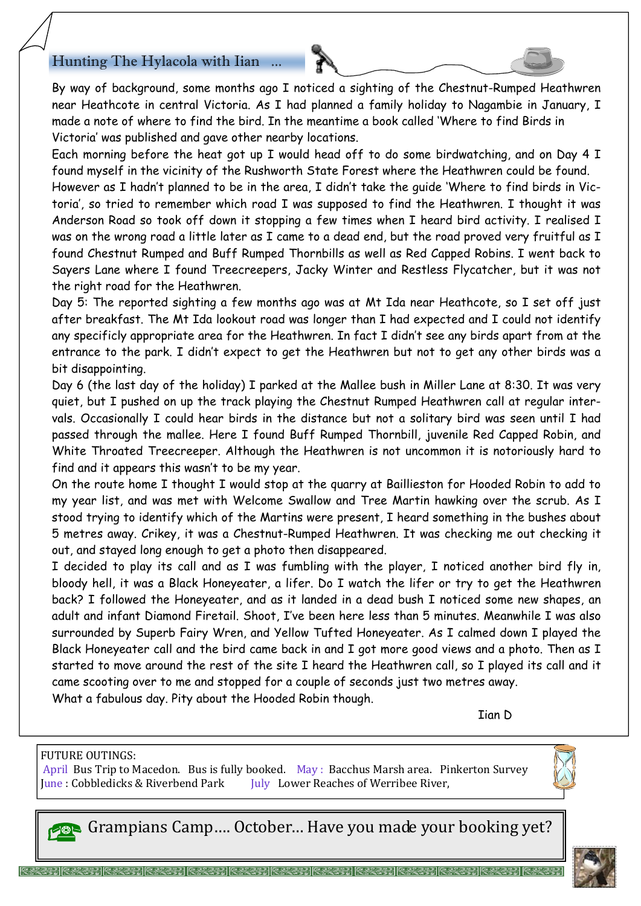## Hunting The Hylacola with Iian ...

By way of background, some months ago I noticed a sighting of the Chestnut-Rumped Heathwren near Heathcote in central Victoria. As I had planned a family holiday to Nagambie in January, I made a note of where to find the bird. In the meantime a book called 'Where to find Birds in Victoria' was published and gave other nearby locations.

Each morning before the heat got up I would head off to do some birdwatching, and on Day 4 I found myself in the vicinity of the Rushworth State Forest where the Heathwren could be found. However as I hadn't planned to be in the area, I didn't take the guide 'Where to find birds in Victoria', so tried to remember which road I was supposed to find the Heathwren. I thought it was Anderson Road so took off down it stopping a few times when I heard bird activity. I realised I was on the wrong road a little later as I came to a dead end, but the road proved very fruitful as I found Chestnut Rumped and Buff Rumped Thornbills as well as Red Capped Robins. I went back to Sayers Lane where I found Treecreepers, Jacky Winter and Restless Flycatcher, but it was not the right road for the Heathwren.

Day 5: The reported sighting a few months ago was at Mt Ida near Heathcote, so I set off just after breakfast. The Mt Ida lookout road was longer than I had expected and I could not identify any specificly appropriate area for the Heathwren. In fact I didn't see any birds apart from at the entrance to the park. I didn't expect to get the Heathwren but not to get any other birds was a bit disappointing.

Day 6 (the last day of the holiday) I parked at the Mallee bush in Miller Lane at 8:30. It was very quiet, but I pushed on up the track playing the Chestnut Rumped Heathwren call at regular intervals. Occasionally I could hear birds in the distance but not a solitary bird was seen until I had passed through the mallee. Here I found Buff Rumped Thornbill, juvenile Red Capped Robin, and White Throated Treecreeper. Although the Heathwren is not uncommon it is notoriously hard to find and it appears this wasn't to be my year.

On the route home I thought I would stop at the quarry at Baillieston for Hooded Robin to add to my year list, and was met with Welcome Swallow and Tree Martin hawking over the scrub. As I stood trying to identify which of the Martins were present, I heard something in the bushes about 5 metres away. Crikey, it was a Chestnut-Rumped Heathwren. It was checking me out checking it out, and stayed long enough to get a photo then disappeared.

I decided to play its call and as I was fumbling with the player, I noticed another bird fly in, bloody hell, it was a Black Honeyeater, a lifer. Do I watch the lifer or try to get the Heathwren back? I followed the Honeyeater, and as it landed in a dead bush I noticed some new shapes, an adult and infant Diamond Firetail. Shoot, I've been here less than 5 minutes. Meanwhile I was also surrounded by Superb Fairy Wren, and Yellow Tufted Honeyeater. As I calmed down I played the Black Honeyeater call and the bird came back in and I got more good views and a photo. Then as I started to move around the rest of the site I heard the Heathwren call, so I played its call and it came scooting over to me and stopped for a couple of seconds just two metres away.

What a fabulous day. Pity about the Hooded Robin though.

Iian D

FUTURE OUTINGS:
April Bus Trip to Macedon. Bus is fully booked. May : Bacchus Marsh area. Pinkerton Survey
June : Cobbledicks & Riverbend Park July Lower Reaches of Werribee River,

Grampians Camp.... October... Have you made your booking yet?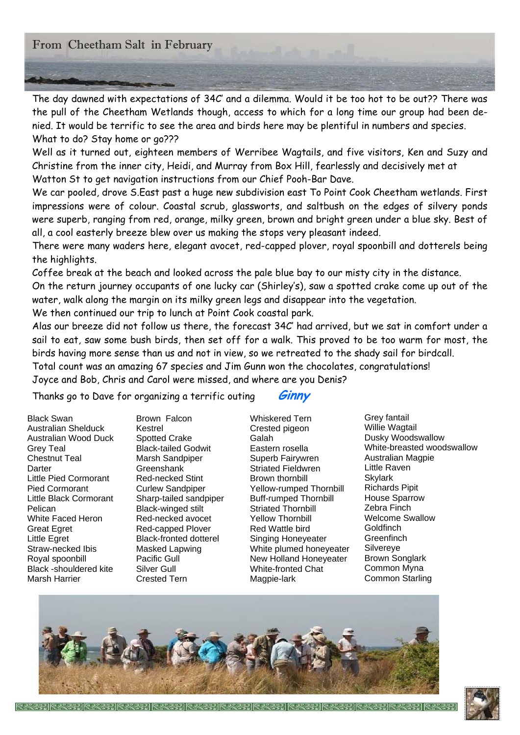# From Cheetham Salt in February

The day dawned with expectations of 34C' and a dilemma. Would it be too hot to be out?? There was the pull of the Cheetham Wetlands though, access to which for a long time our group had been denied. It would be terrific to see the area and birds here may be plentiful in numbers and species. What to do? Stay home or go???

Well as it turned out, eighteen members of Werribee Wagtails, and five visitors, Ken and Suzy and Christine from the inner city, Heidi, and Murray from Box Hill, fearlessly and decisively met at Watton St to get navigation instructions from our Chief Pooh-Bar Dave.

We car pooled, drove S.East past a huge new subdivision east To Point Cook Cheetham wetlands. First impressions were of colour. Coastal scrub, glassworts, and saltbush on the edges of silvery ponds were superb, ranging from red, orange, milky green, brown and bright green under a blue sky. Best of all, a cool easterly breeze blew over us making the stops very pleasant indeed.

There were many waders here, elegant avocet, red-capped plover, royal spoonbill and dotterels being the highlights.

Coffee break at the beach and looked across the pale blue bay to our misty city in the distance.

On the return journey occupants of one lucky car (Shirley's), saw a spotted crake come up out of the water, walk along the margin on its milky green legs and disappear into the vegetation.

We then continued our trip to lunch at Point Cook coastal park.

Alas our breeze did not follow us there, the forecast 34C' had arrived, but we sat in comfort under a sail to eat, saw some bush birds, then set off for a walk. This proved to be too warm for most, the birds having more sense than us and not in view, so we retreated to the shady sail for birdcall.

Total count was an amazing 67 species and Jim Gunn won the chocolates, congratulations!

Joyce and Bob, Chris and Carol were missed, and where are you Denis?

Thanks go to Dave for organizing a terrific outing ***Ginny***

Black Swan
Australian Shelduck
Australian Wood Duck
Grey Teal
Chestnut Teal
Darter
Little Pied Cormorant
Pied Cormorant
Little Black Cormorant
Pelican
White Faced Heron
Great Egret
Little Egret
Straw-necked Ibis
Royal spoonbill
Black -shouldered kite
Marsh Harrier
Brown Falcon
Kestrel
Spotted Crake
Black-tailed Godwit
Marsh Sandpiper
Greenshank
Red-necked Stint
Curlew Sandpiper
Sharp-tailed sandpiper
Black-winged stilt
Red-necked avocet
Red-capped Plover
Black-fronted dotterel
Masked Lapwing
Pacific Gull
Silver Gull
Crested Tern
Whiskered Tern
Crested pigeon
Galah
Eastern rosella
Superb Fairywren
Striated Fieldwren
Brown thornbill
Yellow-rumped Thornbill
Buff-rumped Thornbill
Striated Thornbill
Yellow Thornbill
Red Wattle bird
Singing Honeyeater
White plumed honeyeater
New Holland Honeyeater
White-fronted Chat
Magpie-lark
Grey fantail
Willie Wagtail
Dusky Woodswallow
White-breasted woodswallow
Australian Magpie
Little Raven
Skylark
Richards Pipit
House Sparrow
Zebra Finch
Welcome Swallow
Goldfinch
Greenfinch
Silvereye
Brown Songlark
Common Myna
Common Starling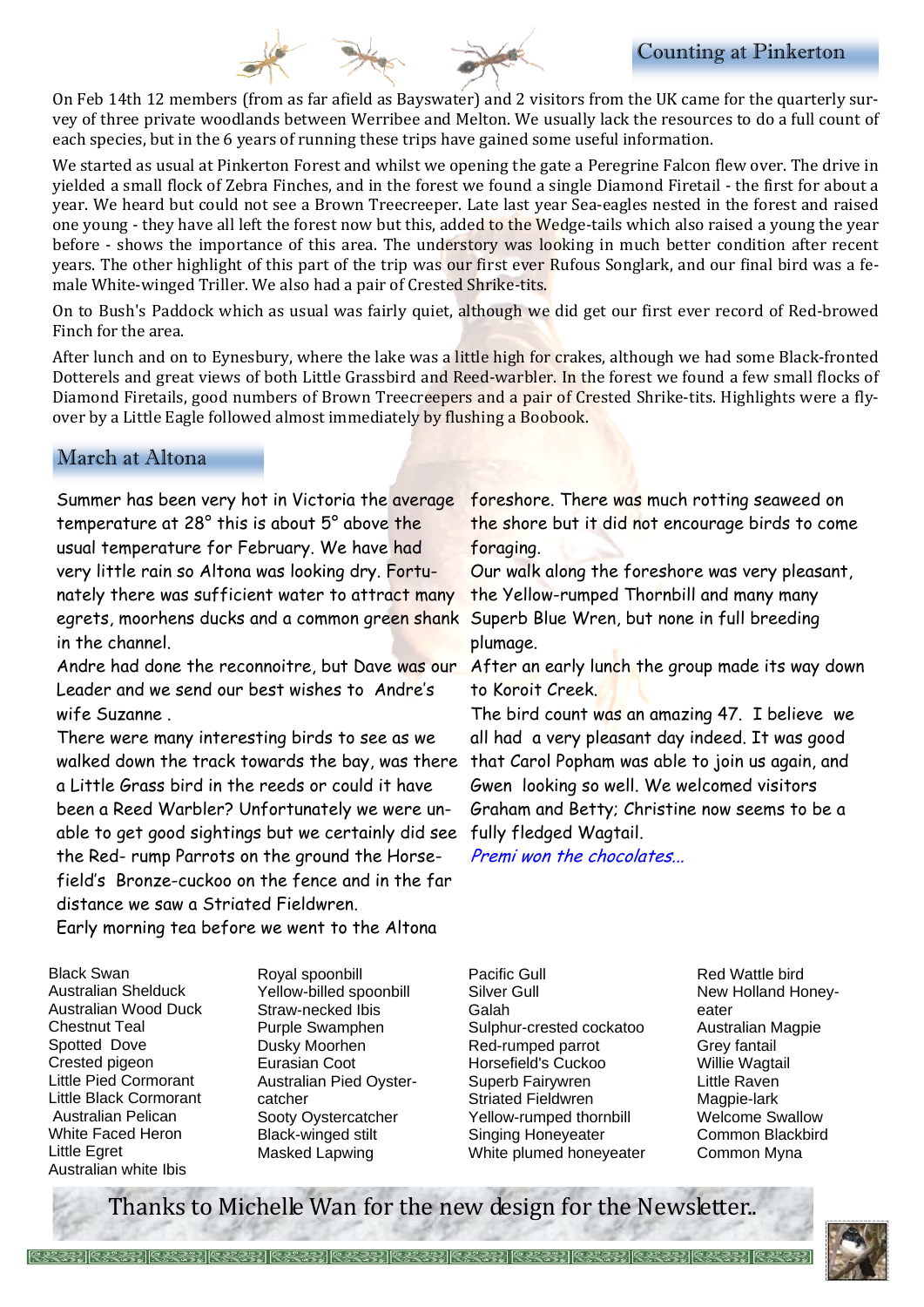## Counting at Pinkerton

On Feb 14th 12 members (from as far afield as Bayswater) and 2 visitors from the UK came for the quarterly survey of three private woodlands between Werribee and Melton. We usually lack the resources to do a full count of each species, but in the 6 years of running these trips have gained some useful information.

We started as usual at Pinkerton Forest and whilst we opening the gate a Peregrine Falcon flew over. The drive in yielded a small flock of Zebra Finches, and in the forest we found a single Diamond Firetail - the first for about a year. We heard but could not see a Brown Treecreeper. Late last year Sea-eagles nested in the forest and raised one young - they have all left the forest now but this, added to the Wedge-tails which also raised a young the year before - shows the importance of this area. The understory was looking in much better condition after recent years. The other highlight of this part of the trip was our first ever Rufous Songlark, and our final bird was a female White-winged Triller. We also had a pair of Crested Shrike-tits.

On to Bush's Paddock which as usual was fairly quiet, although we did get our first ever record of Red-browed Finch for the area.

After lunch and on to Eynesbury, where the lake was a little high for crakes, although we had some Black-fronted Dotterels and great views of both Little Grassbird and Reed-warbler. In the forest we found a few small flocks of Diamond Firetails, good numbers of Brown Treecreepers and a pair of Crested Shrike-tits. Highlights were a fly-over by a Little Eagle followed almost immediately by flushing a Boobook.

## March at Altona

Summer has been very hot in Victoria the average temperature at 28° this is about 5° above the usual temperature for February. We have had very little rain so Altona was looking dry. Fortunately there was sufficient water to attract many egrets, moorhens ducks and a common green shank in the channel.

Andre had done the reconnoitre, but Dave was our Leader and we send our best wishes to Andre's wife Suzanne .

There were many interesting birds to see as we walked down the track towards the bay, was there a Little Grass bird in the reeds or could it have been a Reed Warbler? Unfortunately we were unable to get good sightings but we certainly did see the Red- rump Parrots on the ground the Horsefield's Bronze-cuckoo on the fence and in the far distance we saw a Striated Fieldwren.

Early morning tea before we went to the Altona foreshore. There was much rotting seaweed on the shore but it did not encourage birds to come foraging.

Our walk along the foreshore was very pleasant, the Yellow-rumped Thornbill and many many Superb Blue Wren, but none in full breeding plumage.

After an early lunch the group made its way down to Koroit Creek.

The bird count was an amazing 47. I believe we all had a very pleasant day indeed. It was good that Carol Popham was able to join us again, and Gwen looking so well. We welcomed visitors Graham and Betty; Christine now seems to be a fully fledged Wagtail.

*Premi won the chocolates...*

Black Swan
Australian Shelduck
Australian Wood Duck
Chestnut Teal
Spotted Dove
Crested pigeon
Little Pied Cormorant
Little Black Cormorant
Australian Pelican
White Faced Heron
Little Egret
Australian white Ibis

Royal spoonbill
Yellow-billed spoonbill
Straw-necked Ibis
Purple Swamphen
Dusky Moorhen
Eurasian Coot
Australian Pied Oystercatcher
Sooty Oystercatcher
Black-winged stilt
Masked Lapwing

Pacific Gull
Silver Gull
Galah
Sulphur-crested cockatoo
Red-rumped parrot
Horsefield's Cuckoo
Superb Fairywren
Striated Fieldwren
Yellow-rumped thornbill
Singing Honeyeater
White plumed honeyeater

Red Wattle bird
New Holland Honeyeater
Australian Magpie
Grey fantail
Willie Wagtail
Little Raven
Magpie-lark
Welcome Swallow
Common Blackbird
Common Myna

Thanks to Michelle Wan for the new design for the Newsletter..